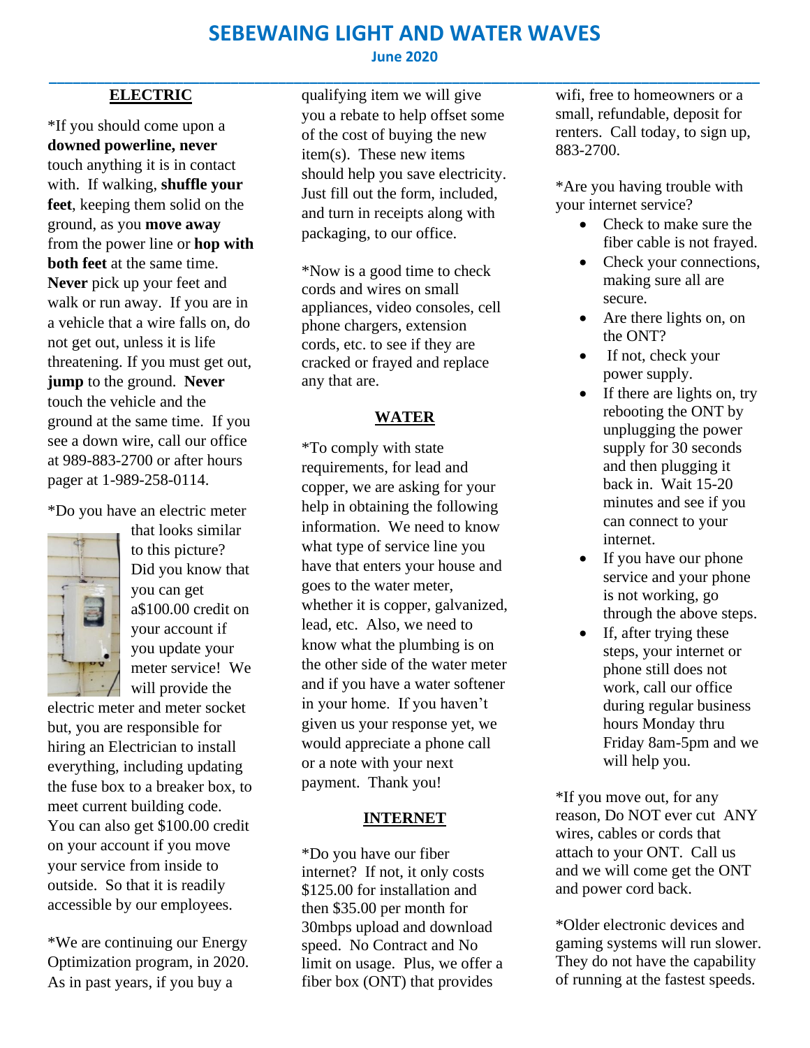# SEBEWAING LIGHT AND WATER WAVES

**June 2020**

## ELECTRIC

*If you should come upon a **downed powerline, never** touch anything it is in contact with. If walking, **shuffle your feet**, keeping them solid on the ground, as you **move away** from the power line or **hop with both feet** at the same time. **Never** pick up your feet and walk or run away. If you are in a vehicle that a wire falls on, do not get out, unless it is life threatening. If you must get out, **jump** to the ground. **Never** touch the vehicle and the ground at the same time. If you see a down wire, call our office at 989-883-2700 or after hours pager at 1-989-258-0114.

*Do you have an electric meter that looks similar to this picture? Did you know that you can get a$100.00 credit on your account if you update your meter service! We will provide the electric meter and meter socket but, you are responsible for hiring an Electrician to install everything, including updating the fuse box to a breaker box, to meet current building code. You can also get $100.00 credit on your account if you move your service from inside to outside. So that it is readily accessible by our employees.

*We are continuing our Energy Optimization program, in 2020. As in past years, if you buy a qualifying item we will give you a rebate to help offset some of the cost of buying the new item(s). These new items should help you save electricity. Just fill out the form, included, and turn in receipts along with packaging, to our office.

*Now is a good time to check cords and wires on small appliances, video consoles, cell phone chargers, extension cords, etc. to see if they are cracked or frayed and replace any that are.

## WATER

*To comply with state requirements, for lead and copper, we are asking for your help in obtaining the following information. We need to know what type of service line you have that enters your house and goes to the water meter, whether it is copper, galvanized, lead, etc. Also, we need to know what the plumbing is on the other side of the water meter and if you have a water softener in your home. If you haven't given us your response yet, we would appreciate a phone call or a note with your next payment. Thank you!

## INTERNET

*Do you have our fiber internet? If not, it only costs $125.00 for installation and then $35.00 per month for 30mbps upload and download speed. No Contract and No limit on usage. Plus, we offer a fiber box (ONT) that provides wifi, free to homeowners or a small, refundable, deposit for renters. Call today, to sign up, 883-2700.

*Are you having trouble with your internet service?

- Check to make sure the fiber cable is not frayed.
- Check your connections, making sure all are secure.
- Are there lights on, on the ONT?
- If not, check your power supply.
- If there are lights on, try rebooting the ONT by unplugging the power supply for 30 seconds and then plugging it back in. Wait 15-20 minutes and see if you can connect to your internet.
- If you have our phone service and your phone is not working, go through the above steps.
- If, after trying these steps, your internet or phone still does not work, call our office during regular business hours Monday thru Friday 8am-5pm and we will help you.

*If you move out, for any reason, Do NOT ever cut ANY wires, cables or cords that attach to your ONT. Call us and we will come get the ONT and power cord back.

*Older electronic devices and gaming systems will run slower. They do not have the capability of running at the fastest speeds.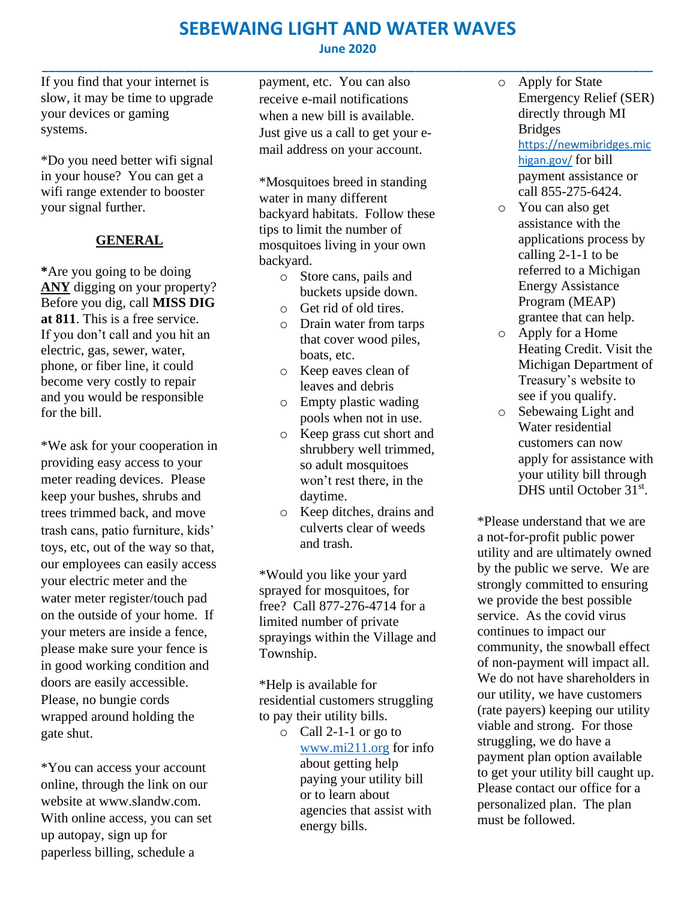# SEBEWAING LIGHT AND WATER WAVES

**June 2020**

If you find that your internet is slow, it may be time to upgrade your devices or gaming systems.

*Do you need better wifi signal in your house? You can get a wifi range extender to booster your signal further.

## GENERAL

***Are you going to be doing <u>**ANY**</u> digging on your property? Before you dig, call **MISS DIG at 811**. This is a free service. If you don't call and you hit an electric, gas, sewer, water, phone, or fiber line, it could become very costly to repair and you would be responsible for the bill.

*We ask for your cooperation in providing easy access to your meter reading devices. Please keep your bushes, shrubs and trees trimmed back, and move trash cans, patio furniture, kids' toys, etc, out of the way so that, our employees can easily access your electric meter and the water meter register/touch pad on the outside of your home. If your meters are inside a fence, please make sure your fence is in good working condition and doors are easily accessible. Please, no bungie cords wrapped around holding the gate shut.

*You can access your account online, through the link on our website at www.slandw.com. With online access, you can set up autopay, sign up for paperless billing, schedule a payment, etc. You can also receive e-mail notifications when a new bill is available. Just give us a call to get your e-mail address on your account.

*Mosquitoes breed in standing water in many different backyard habitats. Follow these tips to limit the number of mosquitoes living in your own backyard.

- Store cans, pails and buckets upside down.
- Get rid of old tires.
- Drain water from tarps that cover wood piles, boats, etc.
- Keep eaves clean of leaves and debris
- Empty plastic wading pools when not in use.
- Keep grass cut short and shrubbery well trimmed, so adult mosquitoes won't rest there, in the daytime.
- Keep ditches, drains and culverts clear of weeds and trash.

*Would you like your yard sprayed for mosquitoes, for free? Call 877-276-4714 for a limited number of private sprayings within the Village and Township.

*Help is available for residential customers struggling to pay their utility bills.

- Call 2-1-1 or go to www.mi211.org for info about getting help paying your utility bill or to learn about agencies that assist with energy bills.
- Apply for State Emergency Relief (SER) directly through MI Bridges https://newmibridges.michigan.gov/ for bill payment assistance or call 855-275-6424.
- You can also get assistance with the applications process by calling 2-1-1 to be referred to a Michigan Energy Assistance Program (MEAP) grantee that can help.
- Apply for a Home Heating Credit. Visit the Michigan Department of Treasury's website to see if you qualify.
- Sebewaing Light and Water residential customers can now apply for assistance with your utility bill through DHS until October 31st.

*Please understand that we are a not-for-profit public power utility and are ultimately owned by the public we serve. We are strongly committed to ensuring we provide the best possible service. As the covid virus continues to impact our community, the snowball effect of non-payment will impact all. We do not have shareholders in our utility, we have customers (rate payers) keeping our utility viable and strong. For those struggling, we do have a payment plan option available to get your utility bill caught up. Please contact our office for a personalized plan. The plan must be followed.